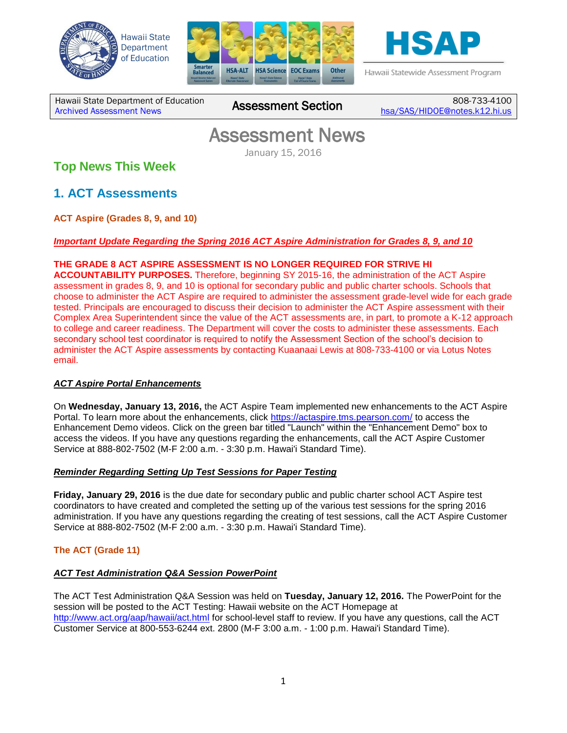Hawaii State Department of Education

HSAP
Hawaii Statewide Assessment Program

Hawaii State Department of Education | **Assessment Section** | 808-733-4100
Archived Assessment News | | hsa/SAS/HIDOE@notes.k12.hi.us

# Assessment News

January 15, 2016

## Top News This Week

## 1. ACT Assessments

### ACT Aspire (Grades 8, 9, and 10)

***Important Update Regarding the Spring 2016 ACT Aspire Administration for Grades 8, 9, and 10***

**THE GRADE 8 ACT ASPIRE ASSESSMENT IS NO LONGER REQUIRED FOR STRIVE HI ACCOUNTABILITY PURPOSES.** Therefore, beginning SY 2015-16, the administration of the ACT Aspire assessment in grades 8, 9, and 10 is optional for secondary public and public charter schools. Schools that choose to administer the ACT Aspire are required to administer the assessment grade-level wide for each grade tested. Principals are encouraged to discuss their decision to administer the ACT Aspire assessment with their Complex Area Superintendent since the value of the ACT assessments are, in part, to promote a K-12 approach to college and career readiness. The Department will cover the costs to administer these assessments. Each secondary school test coordinator is required to notify the Assessment Section of the school's decision to administer the ACT Aspire assessments by contacting Kuaanaai Lewis at 808-733-4100 or via Lotus Notes email.

***ACT Aspire Portal Enhancements***

On **Wednesday, January 13, 2016,** the ACT Aspire Team implemented new enhancements to the ACT Aspire Portal. To learn more about the enhancements, click https://actaspire.tms.pearson.com/ to access the Enhancement Demo videos. Click on the green bar titled "Launch" within the "Enhancement Demo" box to access the videos. If you have any questions regarding the enhancements, call the ACT Aspire Customer Service at 888-802-7502 (M-F 2:00 a.m. - 3:30 p.m. Hawai'i Standard Time).

***Reminder Regarding Setting Up Test Sessions for Paper Testing***

**Friday, January 29, 2016** is the due date for secondary public and public charter school ACT Aspire test coordinators to have created and completed the setting up of the various test sessions for the spring 2016 administration. If you have any questions regarding the creating of test sessions, call the ACT Aspire Customer Service at 888-802-7502 (M-F 2:00 a.m. - 3:30 p.m. Hawai'i Standard Time).

### The ACT (Grade 11)

***ACT Test Administration Q&A Session PowerPoint***

The ACT Test Administration Q&A Session was held on **Tuesday, January 12, 2016.** The PowerPoint for the session will be posted to the ACT Testing: Hawaii website on the ACT Homepage at http://www.act.org/aap/hawaii/act.html for school-level staff to review. If you have any questions, call the ACT Customer Service at 800-553-6244 ext. 2800 (M-F 3:00 a.m. - 1:00 p.m. Hawai'i Standard Time).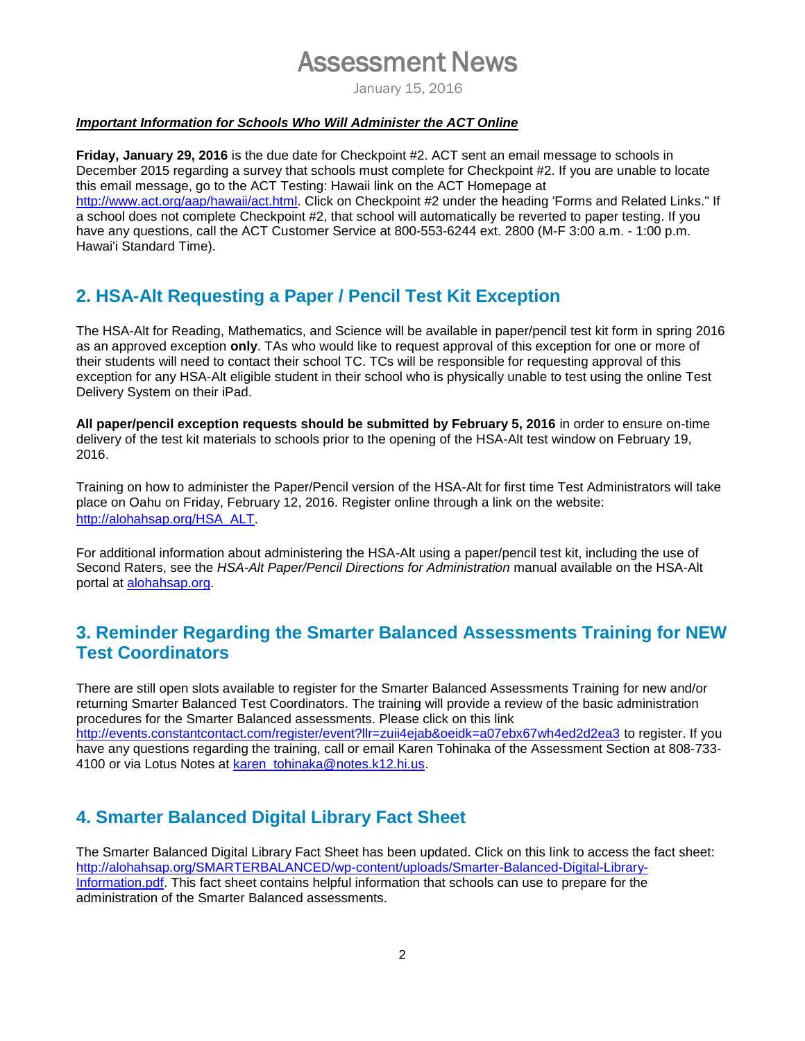# Assessment News

January 15, 2016

***Important Information for Schools Who Will Administer the ACT Online***

**Friday, January 29, 2016** is the due date for Checkpoint #2. ACT sent an email message to schools in December 2015 regarding a survey that schools must complete for Checkpoint #2. If you are unable to locate this email message, go to the ACT Testing: Hawaii link on the ACT Homepage at http://www.act.org/aap/hawaii/act.html. Click on Checkpoint #2 under the heading 'Forms and Related Links." If a school does not complete Checkpoint #2, that school will automatically be reverted to paper testing. If you have any questions, call the ACT Customer Service at 800-553-6244 ext. 2800 (M-F 3:00 a.m. - 1:00 p.m. Hawai'i Standard Time).

## 2. HSA-Alt Requesting a Paper / Pencil Test Kit Exception

The HSA-Alt for Reading, Mathematics, and Science will be available in paper/pencil test kit form in spring 2016 as an approved exception **only**. TAs who would like to request approval of this exception for one or more of their students will need to contact their school TC. TCs will be responsible for requesting approval of this exception for any HSA-Alt eligible student in their school who is physically unable to test using the online Test Delivery System on their iPad.

**All paper/pencil exception requests should be submitted by February 5, 2016** in order to ensure on-time delivery of the test kit materials to schools prior to the opening of the HSA-Alt test window on February 19, 2016.

Training on how to administer the Paper/Pencil version of the HSA-Alt for first time Test Administrators will take place on Oahu on Friday, February 12, 2016. Register online through a link on the website: http://alohahsap.org/HSA_ALT.

For additional information about administering the HSA-Alt using a paper/pencil test kit, including the use of Second Raters, see the *HSA-Alt Paper/Pencil Directions for Administration* manual available on the HSA-Alt portal at alohahsap.org.

## 3. Reminder Regarding the Smarter Balanced Assessments Training for NEW Test Coordinators

There are still open slots available to register for the Smarter Balanced Assessments Training for new and/or returning Smarter Balanced Test Coordinators. The training will provide a review of the basic administration procedures for the Smarter Balanced assessments. Please click on this link http://events.constantcontact.com/register/event?llr=zuii4ejab&oeidk=a07ebx67wh4ed2d2ea3 to register. If you have any questions regarding the training, call or email Karen Tohinaka of the Assessment Section at 808-733-4100 or via Lotus Notes at karen_tohinaka@notes.k12.hi.us.

## 4. Smarter Balanced Digital Library Fact Sheet

The Smarter Balanced Digital Library Fact Sheet has been updated. Click on this link to access the fact sheet: http://alohahsap.org/SMARTERBALANCED/wp-content/uploads/Smarter-Balanced-Digital-Library-Information.pdf. This fact sheet contains helpful information that schools can use to prepare for the administration of the Smarter Balanced assessments.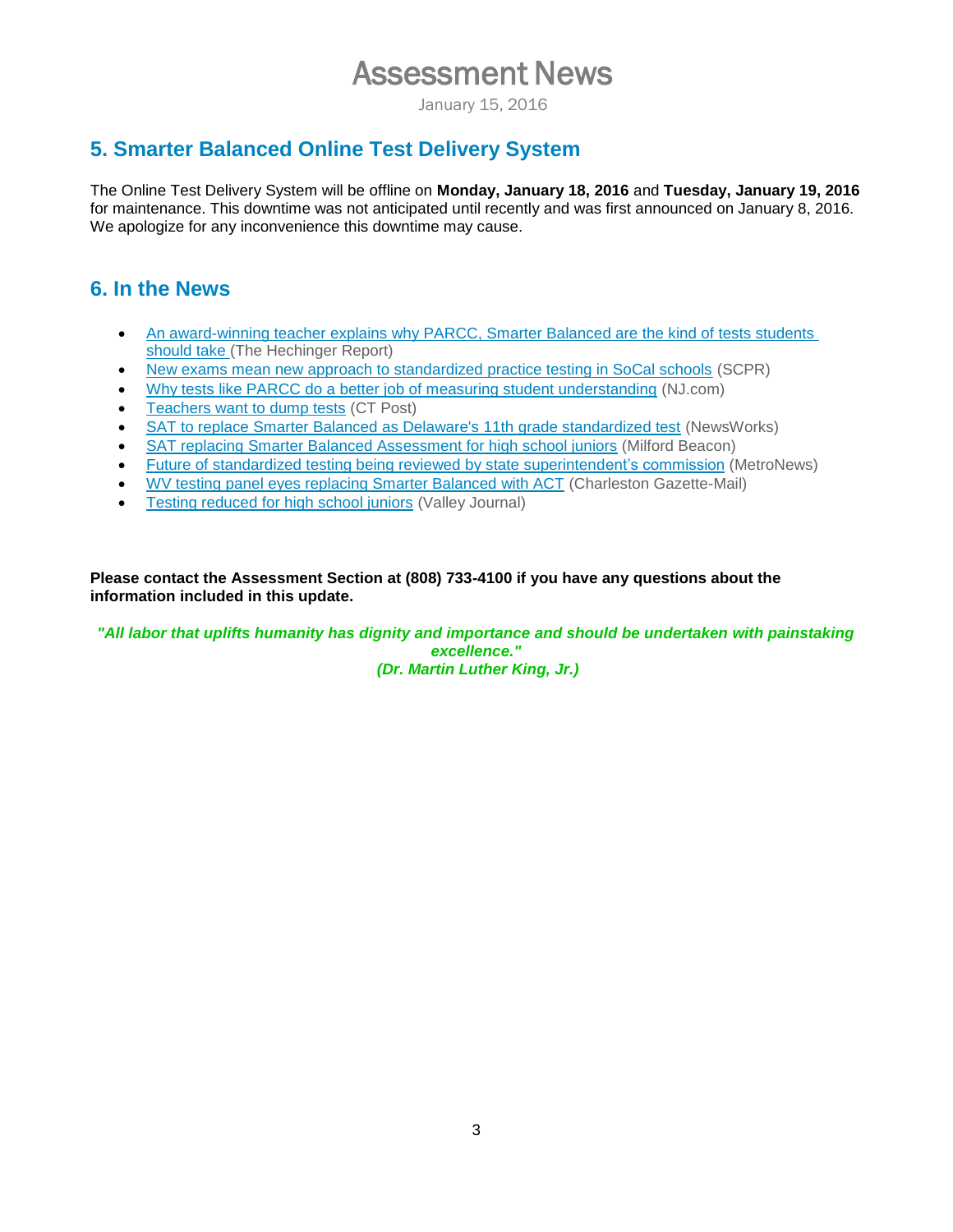# Assessment News

January 15, 2016

## 5. Smarter Balanced Online Test Delivery System

The Online Test Delivery System will be offline on **Monday, January 18, 2016** and **Tuesday, January 19, 2016** for maintenance. This downtime was not anticipated until recently and was first announced on January 8, 2016. We apologize for any inconvenience this downtime may cause.

## 6. In the News

- An award-winning teacher explains why PARCC, Smarter Balanced are the kind of tests students should take (The Hechinger Report)
- New exams mean new approach to standardized practice testing in SoCal schools (SCPR)
- Why tests like PARCC do a better job of measuring student understanding (NJ.com)
- Teachers want to dump tests (CT Post)
- SAT to replace Smarter Balanced as Delaware's 11th grade standardized test (NewsWorks)
- SAT replacing Smarter Balanced Assessment for high school juniors (Milford Beacon)
- Future of standardized testing being reviewed by state superintendent's commission (MetroNews)
- WV testing panel eyes replacing Smarter Balanced with ACT (Charleston Gazette-Mail)
- Testing reduced for high school juniors (Valley Journal)

**Please contact the Assessment Section at (808) 733-4100 if you have any questions about the information included in this update.**

***"All labor that uplifts humanity has dignity and importance and should be undertaken with painstaking excellence."***
***(Dr. Martin Luther King, Jr.)***